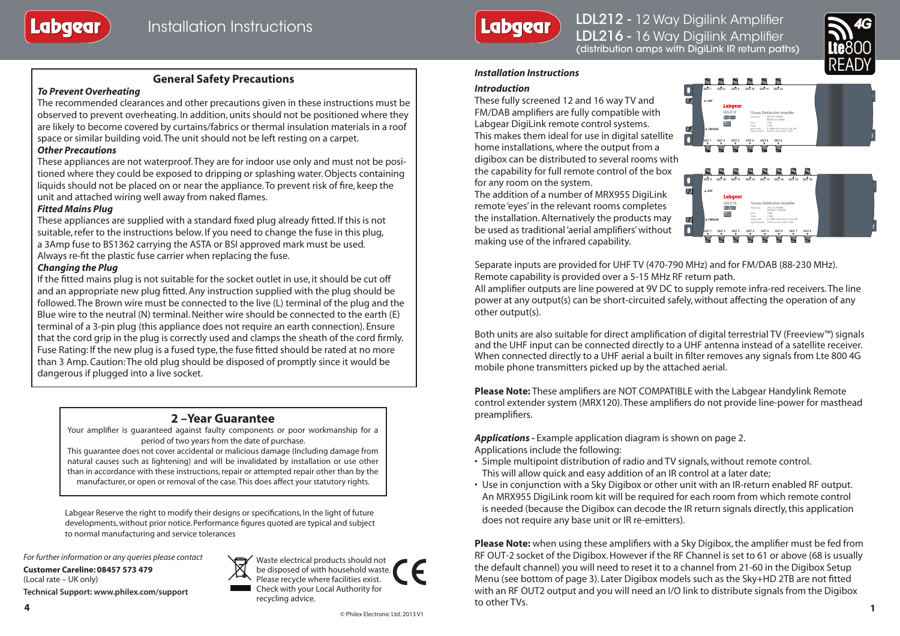# Installation Instructions

## General Safety Precautions

### *To Prevent Overheating*

The recommended clearances and other precautions given in these instructions must be observed to prevent overheating. In addition, units should not be positioned where they are likely to become covered by curtains/fabrics or thermal insulation materials in a roof space or similar building void. The unit should not be left resting on a carpet.

### *Other Precautions*

These appliances are not waterproof. They are for indoor use only and must not be positioned where they could be exposed to dripping or splashing water. Objects containing liquids should not be placed on or near the appliance. To prevent risk of fire, keep the unit and attached wiring well away from naked flames.

### *Fitted Mains Plug*

These appliances are supplied with a standard fixed plug already fitted. If this is not suitable, refer to the instructions below. If you need to change the fuse in this plug, a 3Amp fuse to BS1362 carrying the ASTA or BSI approved mark must be used. Always re-fit the plastic fuse carrier when replacing the fuse.

### *Changing the Plug*

If the fitted mains plug is not suitable for the socket outlet in use, it should be cut off and an appropriate new plug fitted. Any instruction supplied with the plug should be followed. The Brown wire must be connected to the live (L) terminal of the plug and the Blue wire to the neutral (N) terminal. Neither wire should be connected to the earth (E) terminal of a 3-pin plug (this appliance does not require an earth connection). Ensure that the cord grip in the plug is correctly used and clamps the sheath of the cord firmly. Fuse Rating: If the new plug is a fused type, the fuse fitted should be rated at no more than 3 Amp. Caution: The old plug should be disposed of promptly since it would be dangerous if plugged into a live socket.

## 2 –Year Guarantee

Your amplifier is guaranteed against faulty components or poor workmanship for a period of two years from the date of purchase.

This guarantee does not cover accidental or malicious damage (Including damage from natural causes such as lightening) and will be invalidated by installation or use other than in accordance with these instructions, repair or attempted repair other than by the manufacturer, or open or removal of the case. This does affect your statutory rights.

Labgear Reserve the right to modify their designs or specifications, In the light of future developments, without prior notice. Performance figures quoted are typical and subject to normal manufacturing and service tolerances

*For further information or any queries please contact*

**Customer Careline: 08457 573 479**
(Local rate – UK only)

**Technical Support: www.philex.com/support**

Waste electrical products should not be disposed of with household waste. Please recycle where facilities exist. Check with your Local Authority for recycling advice.

© Philex Electronic Ltd. 2013 V1

# LDL212 - 12 Way Digilink Amplifier
# LDL216 - 16 Way Digilink Amplifier
(distribution amps with DigiLink IR return paths)

4G Lte800 READY

### *Installation Instructions*

### *Introduction*

These fully screened 12 and 16 way TV and FM/DAB amplifiers are fully compatible with Labgear DigiLink remote control systems. This makes them ideal for use in digital satellite home installations, where the output from a digibox can be distributed to several rooms with the capability for full remote control of the box for any room on the system.

The addition of a number of MRX955 DigiLink remote 'eyes' in the relevant rooms completes the installation. Alternatively the products may be used as traditional 'aerial amplifiers' without making use of the infrared capability.

Separate inputs are provided for UHF TV (470-790 MHz) and for FM/DAB (88-230 MHz). Remote capability is provided over a 5-15 MHz RF return path.

All amplifier outputs are line powered at 9V DC to supply remote infra-red receivers. The line power at any output(s) can be short-circuited safely, without affecting the operation of any other output(s).

Both units are also suitable for direct amplification of digital terrestrial TV (Freeview™) signals and the UHF input can be connected directly to a UHF antenna instead of a satellite receiver. When connected directly to a UHF aerial a built in filter removes any signals from Lte 800 4G mobile phone transmitters picked up by the attached aerial.

**Please Note:** These amplifiers are NOT COMPATIBLE with the Labgear Handylink Remote control extender system (MRX120). These amplifiers do not provide line-power for masthead preamplifiers.

***Applications -*** Example application diagram is shown on page 2.

Applications include the following:

- Simple multipoint distribution of radio and TV signals, without remote control. This will allow quick and easy addition of an IR control at a later date;
- Use in conjunction with a Sky Digibox or other unit with an IR-return enabled RF output. An MRX955 DigiLink room kit will be required for each room from which remote control is needed (because the Digibox can decode the IR return signals directly, this application does not require any base unit or IR re-emitters).

**Please Note:** when using these amplifiers with a Sky Digibox, the amplifier must be fed from RF OUT-2 socket of the Digibox. However if the RF Channel is set to 61 or above (68 is usually the default channel) you will need to reset it to a channel from 21-60 in the Digibox Setup Menu (see bottom of page 3). Later Digibox models such as the Sky+HD 2TB are not fitted with an RF OUT2 output and you will need an I/O link to distribute signals from the Digibox to other TVs.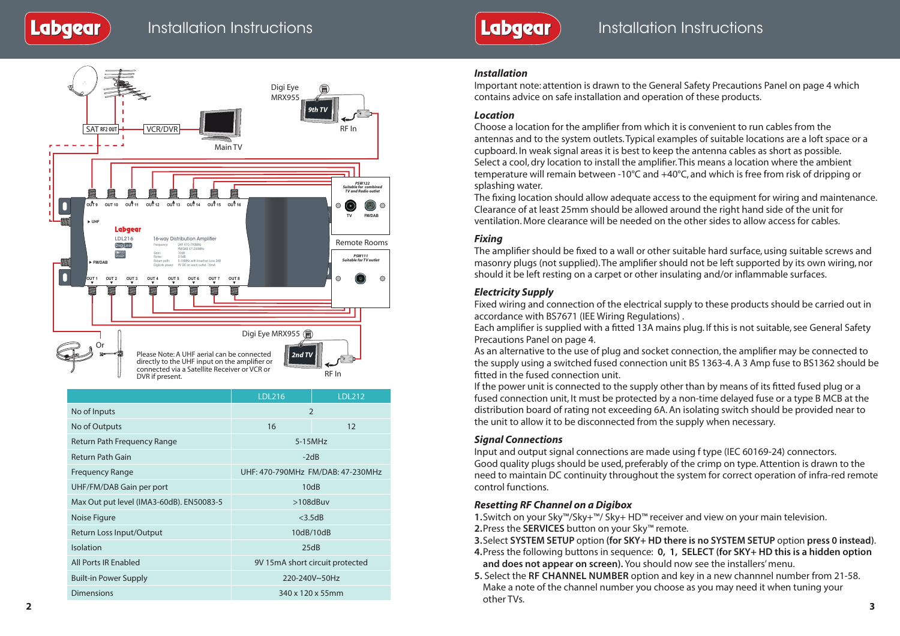Digi Eye MRX955

9th TV

RF In

SAT RF2 OUT

VCR/DVR

Main TV

OUT 9 OUT 10 OUT 11 OUT 12 OUT 13 OUT 14 OUT 15 OUT 16

UHF

Labgear

LDL216

16-way Distribution Amplifier

FM/DAB

OUT 1 OUT 2 OUT 3 OUT 4 OUT 5 OUT 6 OUT 7 OUT 8

PSW122
Suitable for combined TV and Radio outlet

TV FM/DAB

Remote Rooms

PSW111
Suitable for TV outlet

Digi Eye MRX955

Or

Please Note: A UHF aerial can be connected directly to the UHF input on the amplifier or connected via a Satellite Receiver or VCR or DVR if present.

2nd TV

RF In

| | LDL216 | LDL212 |
|---|---|---|
| No of Inputs | 2 | |
| No of Outputs | 16 | 12 |
| Return Path Frequency Range | 5-15MHz | |
| Return Path Gain | -2dB | |
| Frequency Range | UHF: 470-790MHz FM/DAB: 47-230MHz | |
| UHF/FM/DAB Gain per port | 10dB | |
| Max Out put level (IMA3-60dB). EN50083-5 | >108dBuv | |
| Noise Figure | <3.5dB | |
| Return Loss Input/Output | 10dB/10dB | |
| Isolation | 25dB | |
| All Ports IR Enabled | 9V 15mA short circuit protected | |
| Built-in Power Supply | 220-240V~50Hz | |
| Dimensions | 340 x 120 x 55mm | |

### *Installation*

Important note: attention is drawn to the General Safety Precautions Panel on page 4 which contains advice on safe installation and operation of these products.

### *Location*

Choose a location for the amplifier from which it is convenient to run cables from the antennas and to the system outlets. Typical examples of suitable locations are a loft space or a cupboard. In weak signal areas it is best to keep the antenna cables as short as possible.
Select a cool, dry location to install the amplifier. This means a location where the ambient temperature will remain between -10°C and +40°C, and which is free from risk of dripping or splashing water.
The fixing location should allow adequate access to the equipment for wiring and maintenance. Clearance of at least 25mm should be allowed around the right hand side of the unit for ventilation. More clearance will be needed on the other sides to allow access for cables.

### *Fixing*

The amplifier should be fixed to a wall or other suitable hard surface, using suitable screws and masonry plugs (not supplied). The amplifier should not be left supported by its own wiring, nor should it be left resting on a carpet or other insulating and/or inflammable surfaces.

### *Electricity Supply*

Fixed wiring and connection of the electrical supply to these products should be carried out in accordance with BS7671 (IEE Wiring Regulations) .
Each amplifier is supplied with a fitted 13A mains plug. If this is not suitable, see General Safety Precautions Panel on page 4.
As an alternative to the use of plug and socket connection, the amplifier may be connected to the supply using a switched fused connection unit BS 1363-4. A 3 Amp fuse to BS1362 should be fitted in the fused connection unit.
If the power unit is connected to the supply other than by means of its fitted fused plug or a fused connection unit, It must be protected by a non-time delayed fuse or a type B MCB at the distribution board of rating not exceeding 6A. An isolating switch should be provided near to the unit to allow it to be disconnected from the supply when necessary.

### *Signal Connections*

Input and output signal connections are made using f type (IEC 60169-24) connectors.
Good quality plugs should be used, preferably of the crimp on type. Attention is drawn to the need to maintain DC continuity throughout the system for correct operation of infra-red remote control functions.

### *Resetting RF Channel on a Digibox*

1. Switch on your Sky™/Sky+™/ Sky+ HD™ receiver and view on your main television.
2. Press the **SERVICES** button on your Sky™ remote.
3. Select **SYSTEM SETUP** option (**for SKY+ HD there is no SYSTEM SETUP** option **press 0 instead**).
4. Press the following buttons in sequence: **0, 1, SELECT (for SKY+ HD this is a hidden option and does not appear on screen).** You should now see the installers' menu.
5. Select the **RF CHANNEL NUMBER** option and key in a new channnel number from 21-58. Make a note of the channel number you choose as you may need it when tuning your other TVs.